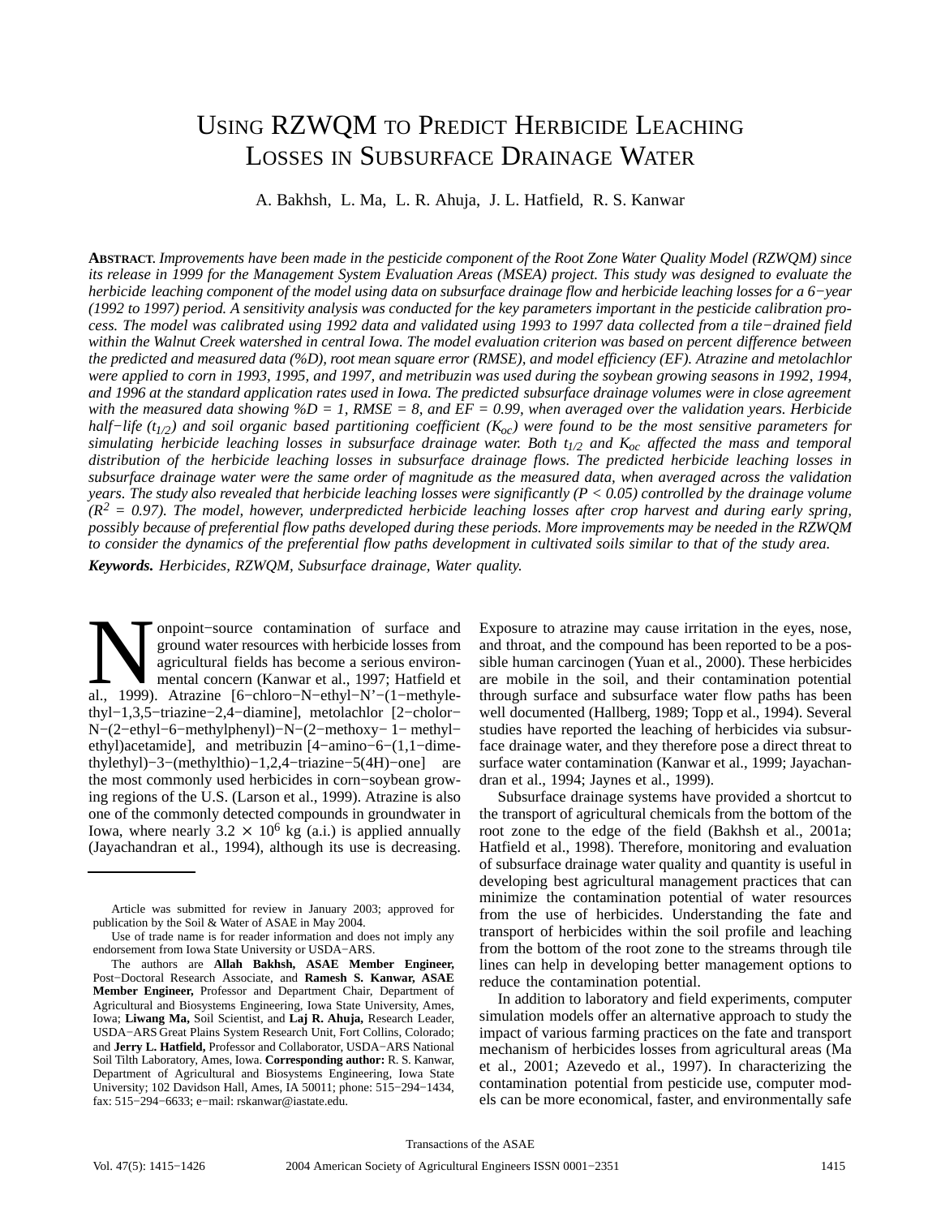# Using RZWQM to Predict Herbicide Leaching Losses in Subsurface Drainage Water

A. Bakhsh, L. Ma, L. R. Ahuja, J. L. Hatfield, R. S. Kanwar

**Abstract.** *Improvements have been made in the pesticide component of the Root Zone Water Quality Model (RZWQM) since its release in 1999 for the Management System Evaluation Areas (MSEA) project. This study was designed to evaluate the herbicide leaching component of the model using data on subsurface drainage flow and herbicide leaching losses for a 6−year (1992 to 1997) period. A sensitivity analysis was conducted for the key parameters important in the pesticide calibration process. The model was calibrated using 1992 data and validated using 1993 to 1997 data collected from a tile−drained field within the Walnut Creek watershed in central Iowa. The model evaluation criterion was based on percent difference between the predicted and measured data (%D), root mean square error (RMSE), and model efficiency (EF). Atrazine and metolachlor were applied to corn in 1993, 1995, and 1997, and metribuzin was used during the soybean growing seasons in 1992, 1994, and 1996 at the standard application rates used in Iowa. The predicted subsurface drainage volumes were in close agreement with the measured data showing %D = 1, RMSE = 8, and EF = 0.99, when averaged over the validation years. Herbicide half−life ($t_{1/2}$) and soil organic based partitioning coefficient ($K_{oc}$) were found to be the most sensitive parameters for simulating herbicide leaching losses in subsurface drainage water. Both $t_{1/2}$ and $K_{oc}$ affected the mass and temporal distribution of the herbicide leaching losses in subsurface drainage flows. The predicted herbicide leaching losses in subsurface drainage water were the same order of magnitude as the measured data, when averaged across the validation years. The study also revealed that herbicide leaching losses were significantly ($P < 0.05$) controlled by the drainage volume ($R^2 = 0.97$). The model, however, underpredicted herbicide leaching losses after crop harvest and during early spring, possibly because of preferential flow paths developed during these periods. More improvements may be needed in the RZWQM to consider the dynamics of the preferential flow paths development in cultivated soils similar to that of the study area.*

**Keywords.** *Herbicides, RZWQM, Subsurface drainage, Water quality.*

Nonpoint−source contamination of surface and ground water resources with herbicide losses from agricultural fields has become a serious environmental concern (Kanwar et al., 1997; Hatfield et al., 1999). Atrazine [6−chloro−N−ethyl−N'−(1−methylethyl−1,3,5−triazine−2,4−diamine], metolachlor [2−cholor−N−(2−ethyl−6−methylphenyl)−N−(2−methoxy− 1− methyl−ethyl)acetamide], and metribuzin [4−amino−6−(1,1−dimethylethyl)−3−(methylthio)−1,2,4−triazine−5(4H)−one] are the most commonly used herbicides in corn−soybean growing regions of the U.S. (Larson et al., 1999). Atrazine is also one of the commonly detected compounds in groundwater in Iowa, where nearly $3.2 \times 10^6$ kg (a.i.) is applied annually (Jayachandran et al., 1994), although its use is decreasing. Exposure to atrazine may cause irritation in the eyes, nose, and throat, and the compound has been reported to be a possible human carcinogen (Yuan et al., 2000). These herbicides are mobile in the soil, and their contamination potential through surface and subsurface water flow paths has been well documented (Hallberg, 1989; Topp et al., 1994). Several studies have reported the leaching of herbicides via subsurface drainage water, and they therefore pose a direct threat to surface water contamination (Kanwar et al., 1999; Jayachandran et al., 1994; Jaynes et al., 1999).

Subsurface drainage systems have provided a shortcut to the transport of agricultural chemicals from the bottom of the root zone to the edge of the field (Bakhsh et al., 2001a; Hatfield et al., 1998). Therefore, monitoring and evaluation of subsurface drainage water quality and quantity is useful in developing best agricultural management practices that can minimize the contamination potential of water resources from the use of herbicides. Understanding the fate and transport of herbicides within the soil profile and leaching from the bottom of the root zone to the streams through tile lines can help in developing better management options to reduce the contamination potential.

In addition to laboratory and field experiments, computer simulation models offer an alternative approach to study the impact of various farming practices on the fate and transport mechanism of herbicides losses from agricultural areas (Ma et al., 2001; Azevedo et al., 1997). In characterizing the contamination potential from pesticide use, computer models can be more economical, faster, and environmentally safe

---

Article was submitted for review in January 2003; approved for publication by the Soil & Water of ASAE in May 2004.

Use of trade name is for reader information and does not imply any endorsement from Iowa State University or USDA−ARS.

The authors are **Allah Bakhsh, ASAE Member Engineer,** Post−Doctoral Research Associate, and **Ramesh S. Kanwar, ASAE Member Engineer,** Professor and Department Chair, Department of Agricultural and Biosystems Engineering, Iowa State University, Ames, Iowa; **Liwang Ma,** Soil Scientist, and **Laj R. Ahuja,** Research Leader, USDA−ARS Great Plains System Research Unit, Fort Collins, Colorado; and **Jerry L. Hatfield,** Professor and Collaborator, USDA−ARS National Soil Tilth Laboratory, Ames, Iowa. **Corresponding author:** R. S. Kanwar, Department of Agricultural and Biosystems Engineering, Iowa State University; 102 Davidson Hall, Ames, IA 50011; phone: 515−294−1434, fax: 515−294−6633; e−mail: rskanwar@iastate.edu.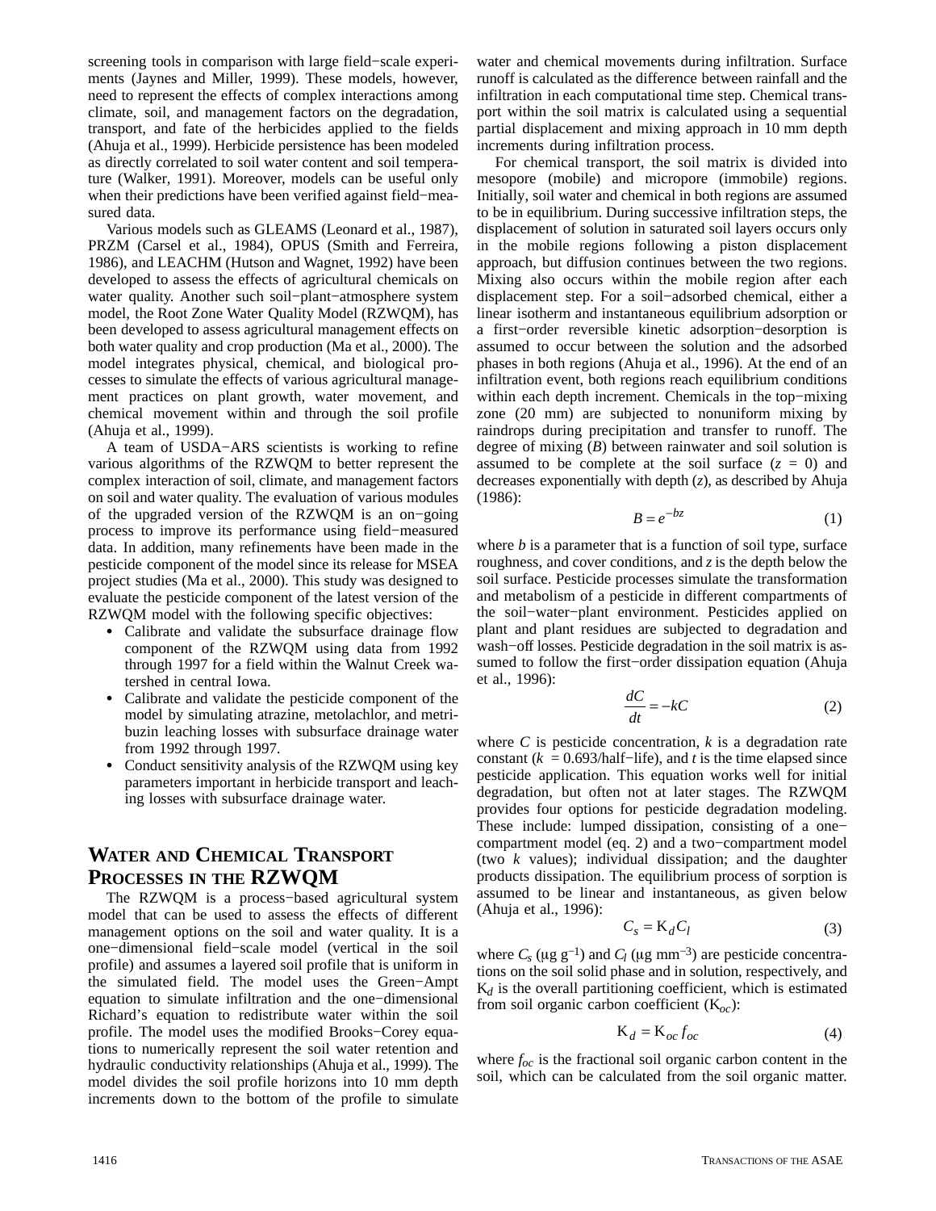screening tools in comparison with large field-scale experiments (Jaynes and Miller, 1999). These models, however, need to represent the effects of complex interactions among climate, soil, and management factors on the degradation, transport, and fate of the herbicides applied to the fields (Ahuja et al., 1999). Herbicide persistence has been modeled as directly correlated to soil water content and soil temperature (Walker, 1991). Moreover, models can be useful only when their predictions have been verified against field-measured data.

Various models such as GLEAMS (Leonard et al., 1987), PRZM (Carsel et al., 1984), OPUS (Smith and Ferreira, 1986), and LEACHM (Hutson and Wagnet, 1992) have been developed to assess the effects of agricultural chemicals on water quality. Another such soil-plant-atmosphere system model, the Root Zone Water Quality Model (RZWQM), has been developed to assess agricultural management effects on both water quality and crop production (Ma et al., 2000). The model integrates physical, chemical, and biological processes to simulate the effects of various agricultural management practices on plant growth, water movement, and chemical movement within and through the soil profile (Ahuja et al., 1999).

A team of USDA-ARS scientists is working to refine various algorithms of the RZWQM to better represent the complex interaction of soil, climate, and management factors on soil and water quality. The evaluation of various modules of the upgraded version of the RZWQM is an on-going process to improve its performance using field-measured data. In addition, many refinements have been made in the pesticide component of the model since its release for MSEA project studies (Ma et al., 2000). This study was designed to evaluate the pesticide component of the latest version of the RZWQM model with the following specific objectives:

- Calibrate and validate the subsurface drainage flow component of the RZWQM using data from 1992 through 1997 for a field within the Walnut Creek watershed in central Iowa.
- Calibrate and validate the pesticide component of the model by simulating atrazine, metolachlor, and metribuzin leaching losses with subsurface drainage water from 1992 through 1997.
- Conduct sensitivity analysis of the RZWQM using key parameters important in herbicide transport and leaching losses with subsurface drainage water.

## Water and Chemical Transport Processes in the RZWQM

The RZWQM is a process-based agricultural system model that can be used to assess the effects of different management options on the soil and water quality. It is a one-dimensional field-scale model (vertical in the soil profile) and assumes a layered soil profile that is uniform in the simulated field. The model uses the Green-Ampt equation to simulate infiltration and the one-dimensional Richard's equation to redistribute water within the soil profile. The model uses the modified Brooks-Corey equations to numerically represent the soil water retention and hydraulic conductivity relationships (Ahuja et al., 1999). The model divides the soil profile horizons into 10 mm depth increments down to the bottom of the profile to simulate water and chemical movements during infiltration. Surface runoff is calculated as the difference between rainfall and the infiltration in each computational time step. Chemical transport within the soil matrix is calculated using a sequential partial displacement and mixing approach in 10 mm depth increments during infiltration process.

For chemical transport, the soil matrix is divided into mesopore (mobile) and micropore (immobile) regions. Initially, soil water and chemical in both regions are assumed to be in equilibrium. During successive infiltration steps, the displacement of solution in saturated soil layers occurs only in the mobile regions following a piston displacement approach, but diffusion continues between the two regions. Mixing also occurs within the mobile region after each displacement step. For a soil-adsorbed chemical, either a linear isotherm and instantaneous equilibrium adsorption or a first-order reversible kinetic adsorption-desorption is assumed to occur between the solution and the adsorbed phases in both regions (Ahuja et al., 1996). At the end of an infiltration event, both regions reach equilibrium conditions within each depth increment. Chemicals in the top-mixing zone (20 mm) are subjected to nonuniform mixing by raindrops during precipitation and transfer to runoff. The degree of mixing ($B$) between rainwater and soil solution is assumed to be complete at the soil surface ($z = 0$) and decreases exponentially with depth ($z$), as described by Ahuja (1986):

$$B = e^{-bz} \tag{1}$$

where $b$ is a parameter that is a function of soil type, surface roughness, and cover conditions, and $z$ is the depth below the soil surface. Pesticide processes simulate the transformation and metabolism of a pesticide in different compartments of the soil-water-plant environment. Pesticides applied on plant and plant residues are subjected to degradation and wash-off losses. Pesticide degradation in the soil matrix is assumed to follow the first-order dissipation equation (Ahuja et al., 1996):

$$\frac{dC}{dt} = -kC \tag{2}$$

where $C$ is pesticide concentration, $k$ is a degradation rate constant ($k = 0.693$/half-life), and $t$ is the time elapsed since pesticide application. This equation works well for initial degradation, but often not at later stages. The RZWQM provides four options for pesticide degradation modeling. These include: lumped dissipation, consisting of a one-compartment model (eq. 2) and a two-compartment model (two $k$ values); individual dissipation; and the daughter products dissipation. The equilibrium process of sorption is assumed to be linear and instantaneous, as given below (Ahuja et al., 1996):

$$C_s = K_d C_l \tag{3}$$

where $C_s$ ($\mu$g g$^{-1}$) and $C_l$ ($\mu$g mm$^{-3}$) are pesticide concentrations on the soil solid phase and in solution, respectively, and $K_d$ is the overall partitioning coefficient, which is estimated from soil organic carbon coefficient ($K_{oc}$):

$$K_d = K_{oc} f_{oc} \tag{4}$$

where $f_{oc}$ is the fractional soil organic carbon content in the soil, which can be calculated from the soil organic matter.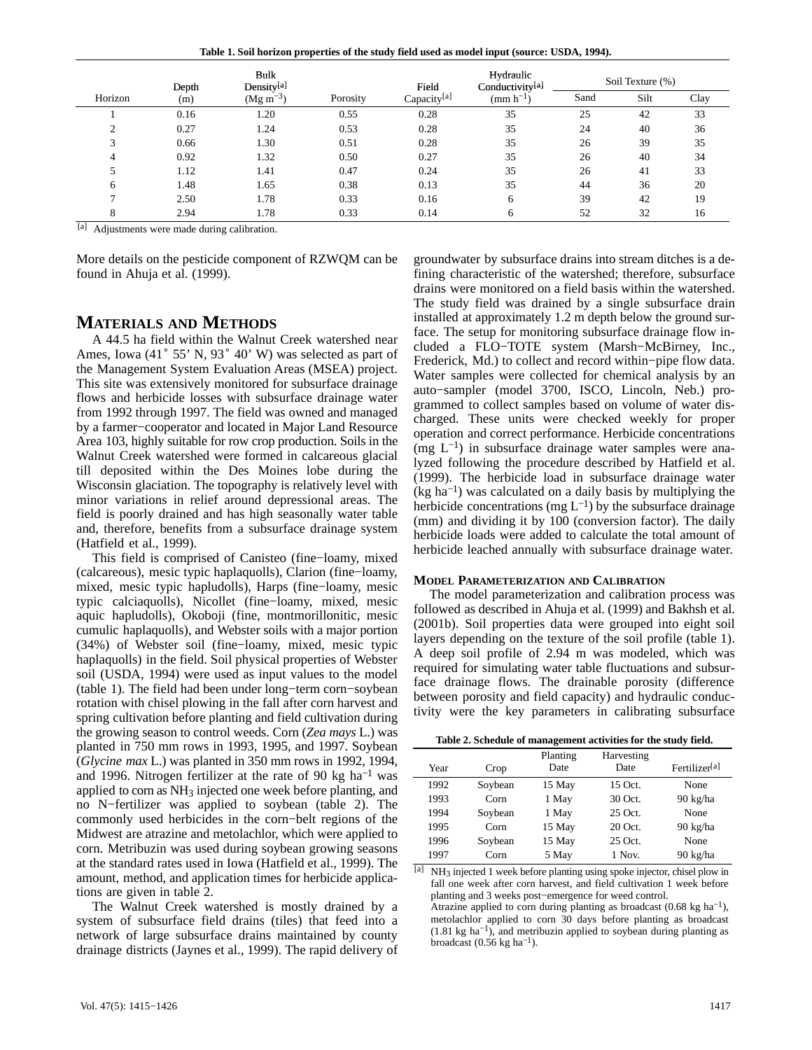**Table 1. Soil horizon properties of the study field used as model input (source: USDA, 1994).**

| Horizon | Depth (m) | Bulk Density[a] (Mg m$^{-3}$) | Porosity | Field Capacity[a] | Hydraulic Conductivity[a] (mm h$^{-1}$) | Soil Texture (%) | | |
|---|---|---|---|---|---|---|---|---|
| | | | | | | Sand | Silt | Clay |
| 1 | 0.16 | 1.20 | 0.55 | 0.28 | 35 | 25 | 42 | 33 |
| 2 | 0.27 | 1.24 | 0.53 | 0.28 | 35 | 24 | 40 | 36 |
| 3 | 0.66 | 1.30 | 0.51 | 0.28 | 35 | 26 | 39 | 35 |
| 4 | 0.92 | 1.32 | 0.50 | 0.27 | 35 | 26 | 40 | 34 |
| 5 | 1.12 | 1.41 | 0.47 | 0.24 | 35 | 26 | 41 | 33 |
| 6 | 1.48 | 1.65 | 0.38 | 0.13 | 35 | 44 | 36 | 20 |
| 7 | 2.50 | 1.78 | 0.33 | 0.16 | 6 | 39 | 42 | 19 |
| 8 | 2.94 | 1.78 | 0.33 | 0.14 | 6 | 52 | 32 | 16 |

[a] Adjustments were made during calibration.

More details on the pesticide component of RZWQM can be found in Ahuja et al. (1999).

## Materials and Methods

A 44.5 ha field within the Walnut Creek watershed near Ames, Iowa (41° 55' N, 93° 40' W) was selected as part of the Management System Evaluation Areas (MSEA) project. This site was extensively monitored for subsurface drainage flows and herbicide losses with subsurface drainage water from 1992 through 1997. The field was owned and managed by a farmer−cooperator and located in Major Land Resource Area 103, highly suitable for row crop production. Soils in the Walnut Creek watershed were formed in calcareous glacial till deposited within the Des Moines lobe during the Wisconsin glaciation. The topography is relatively level with minor variations in relief around depressional areas. The field is poorly drained and has high seasonally water table and, therefore, benefits from a subsurface drainage system (Hatfield et al., 1999).

This field is comprised of Canisteo (fine−loamy, mixed (calcareous), mesic typic haplaquolls), Clarion (fine−loamy, mixed, mesic typic hapludolls), Harps (fine−loamy, mesic typic calciaquolls), Nicollet (fine−loamy, mixed, mesic aquic hapludolls), Okoboji (fine, montmorillonitic, mesic cumulic haplaquolls), and Webster soils with a major portion (34%) of Webster soil (fine−loamy, mixed, mesic typic haplaquolls) in the field. Soil physical properties of Webster soil (USDA, 1994) were used as input values to the model (table 1). The field had been under long−term corn−soybean rotation with chisel plowing in the fall after corn harvest and spring cultivation before planting and field cultivation during the growing season to control weeds. Corn (*Zea mays* L.) was planted in 750 mm rows in 1993, 1995, and 1997. Soybean (*Glycine max* L.) was planted in 350 mm rows in 1992, 1994, and 1996. Nitrogen fertilizer at the rate of 90 kg ha$^{-1}$ was applied to corn as $NH_3$ injected one week before planting, and no N−fertilizer was applied to soybean (table 2). The commonly used herbicides in the corn−belt regions of the Midwest are atrazine and metolachlor, which were applied to corn. Metribuzin was used during soybean growing seasons at the standard rates used in Iowa (Hatfield et al., 1999). The amount, method, and application times for herbicide applications are given in table 2.

The Walnut Creek watershed is mostly drained by a system of subsurface field drains (tiles) that feed into a network of large subsurface drains maintained by county drainage districts (Jaynes et al., 1999). The rapid delivery of groundwater by subsurface drains into stream ditches is a defining characteristic of the watershed; therefore, subsurface drains were monitored on a field basis within the watershed. The study field was drained by a single subsurface drain installed at approximately 1.2 m depth below the ground surface. The setup for monitoring subsurface drainage flow included a FLO−TOTE system (Marsh−McBirney, Inc., Frederick, Md.) to collect and record within−pipe flow data. Water samples were collected for chemical analysis by an auto−sampler (model 3700, ISCO, Lincoln, Neb.) programmed to collect samples based on volume of water discharged. These units were checked weekly for proper operation and correct performance. Herbicide concentrations (mg L$^{-1}$) in subsurface drainage water samples were analyzed following the procedure described by Hatfield et al. (1999). The herbicide load in subsurface drainage water (kg ha$^{-1}$) was calculated on a daily basis by multiplying the herbicide concentrations (mg L$^{-1}$) by the subsurface drainage (mm) and dividing it by 100 (conversion factor). The daily herbicide loads were added to calculate the total amount of herbicide leached annually with subsurface drainage water.

### Model Parameterization and Calibration

The model parameterization and calibration process was followed as described in Ahuja et al. (1999) and Bakhsh et al. (2001b). Soil properties data were grouped into eight soil layers depending on the texture of the soil profile (table 1). A deep soil profile of 2.94 m was modeled, which was required for simulating water table fluctuations and subsurface drainage flows. The drainable porosity (difference between porosity and field capacity) and hydraulic conductivity were the key parameters in calibrating subsurface

**Table 2. Schedule of management activities for the study field.**

| Year | Crop | Planting Date | Harvesting Date | Fertilizer[a] |
|---|---|---|---|---|
| 1992 | Soybean | 15 May | 15 Oct. | None |
| 1993 | Corn | 1 May | 30 Oct. | 90 kg/ha |
| 1994 | Soybean | 1 May | 25 Oct. | None |
| 1995 | Corn | 15 May | 20 Oct. | 90 kg/ha |
| 1996 | Soybean | 15 May | 25 Oct. | None |
| 1997 | Corn | 5 May | 1 Nov. | 90 kg/ha |

[a] $NH_3$ injected 1 week before planting using spoke injector, chisel plow in fall one week after corn harvest, and field cultivation 1 week before planting and 3 weeks post−emergence for weed control.
Atrazine applied to corn during planting as broadcast (0.68 kg ha$^{-1}$), metolachlor applied to corn 30 days before planting as broadcast (1.81 kg ha$^{-1}$), and metribuzin applied to soybean during planting as broadcast (0.56 kg ha$^{-1}$).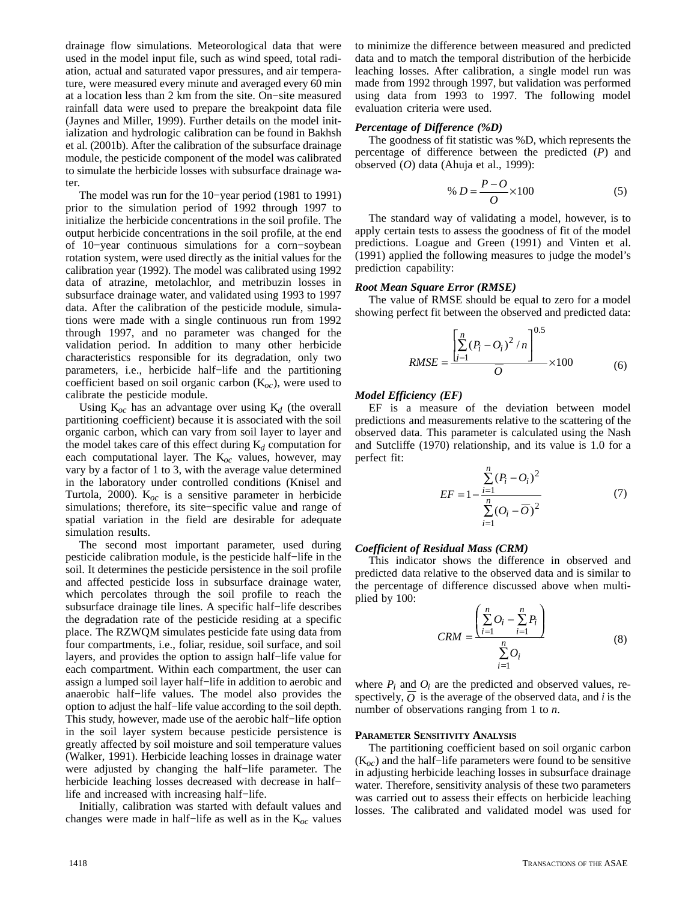drainage flow simulations. Meteorological data that were used in the model input file, such as wind speed, total radiation, actual and saturated vapor pressures, and air temperature, were measured every minute and averaged every 60 min at a location less than 2 km from the site. On−site measured rainfall data were used to prepare the breakpoint data file (Jaynes and Miller, 1999). Further details on the model initialization and hydrologic calibration can be found in Bakhsh et al. (2001b). After the calibration of the subsurface drainage module, the pesticide component of the model was calibrated to simulate the herbicide losses with subsurface drainage water.

The model was run for the 10−year period (1981 to 1991) prior to the simulation period of 1992 through 1997 to initialize the herbicide concentrations in the soil profile. The output herbicide concentrations in the soil profile, at the end of 10−year continuous simulations for a corn−soybean rotation system, were used directly as the initial values for the calibration year (1992). The model was calibrated using 1992 data of atrazine, metolachlor, and metribuzin losses in subsurface drainage water, and validated using 1993 to 1997 data. After the calibration of the pesticide module, simulations were made with a single continuous run from 1992 through 1997, and no parameter was changed for the validation period. In addition to many other herbicide characteristics responsible for its degradation, only two parameters, i.e., herbicide half−life and the partitioning coefficient based on soil organic carbon ($K_{oc}$), were used to calibrate the pesticide module.

Using $K_{oc}$ has an advantage over using $K_d$ (the overall partitioning coefficient) because it is associated with the soil organic carbon, which can vary from soil layer to layer and the model takes care of this effect during $K_d$ computation for each computational layer. The $K_{oc}$ values, however, may vary by a factor of 1 to 3, with the average value determined in the laboratory under controlled conditions (Knisel and Turtola, 2000). $K_{oc}$ is a sensitive parameter in herbicide simulations; therefore, its site−specific value and range of spatial variation in the field are desirable for adequate simulation results.

The second most important parameter, used during pesticide calibration module, is the pesticide half−life in the soil. It determines the pesticide persistence in the soil profile and affected pesticide loss in subsurface drainage water, which percolates through the soil profile to reach the subsurface drainage tile lines. A specific half−life describes the degradation rate of the pesticide residing at a specific place. The RZWQM simulates pesticide fate using data from four compartments, i.e., foliar, residue, soil surface, and soil layers, and provides the option to assign half−life value for each compartment. Within each compartment, the user can assign a lumped soil layer half−life in addition to aerobic and anaerobic half−life values. The model also provides the option to adjust the half−life value according to the soil depth. This study, however, made use of the aerobic half−life option in the soil layer system because pesticide persistence is greatly affected by soil moisture and soil temperature values (Walker, 1991). Herbicide leaching losses in drainage water were adjusted by changing the half−life parameter. The herbicide leaching losses decreased with decrease in half−life and increased with increasing half−life.

Initially, calibration was started with default values and changes were made in half−life as well as in the $K_{oc}$ values to minimize the difference between measured and predicted data and to match the temporal distribution of the herbicide leaching losses. After calibration, a single model run was made from 1992 through 1997, but validation was performed using data from 1993 to 1997. The following model evaluation criteria were used.

### *Percentage of Difference (%D)*

The goodness of fit statistic was %D, which represents the percentage of difference between the predicted ($P$) and observed ($O$) data (Ahuja et al., 1999):

$$\% D = \frac{P - O}{O} \times 100 \tag{5}$$

The standard way of validating a model, however, is to apply certain tests to assess the goodness of fit of the model predictions. Loague and Green (1991) and Vinten et al. (1991) applied the following measures to judge the model's prediction capability:

### *Root Mean Square Error (RMSE)*

The value of RMSE should be equal to zero for a model showing perfect fit between the observed and predicted data:

$$RMSE = \frac{\left[ \sum_{i=1}^{n} (P_i - O_i)^2 / n \right]^{0.5}}{\overline{O}} \times 100 \tag{6}$$

### *Model Efficiency (EF)*

EF is a measure of the deviation between model predictions and measurements relative to the scattering of the observed data. This parameter is calculated using the Nash and Sutcliffe (1970) relationship, and its value is 1.0 for a perfect fit:

$$EF = 1 - \frac{\sum_{i=1}^{n} (P_i - O_i)^2}{\sum_{i=1}^{n} (O_i - \overline{O})^2} \tag{7}$$

### *Coefficient of Residual Mass (CRM)*

This indicator shows the difference in observed and predicted data relative to the observed data and is similar to the percentage of difference discussed above when multiplied by 100:

$$CRM = \frac{\left( \sum_{i=1}^{n} O_i - \sum_{i=1}^{n} P_i \right)}{\sum_{i=1}^{n} O_i} \tag{8}$$

where $P_i$ and $O_i$ are the predicted and observed values, respectively, $\overline{O}$ is the average of the observed data, and $i$ is the number of observations ranging from 1 to $n$.

## Parameter Sensitivity Analysis

The partitioning coefficient based on soil organic carbon ($K_{oc}$) and the half−life parameters were found to be sensitive in adjusting herbicide leaching losses in subsurface drainage water. Therefore, sensitivity analysis of these two parameters was carried out to assess their effects on herbicide leaching losses. The calibrated and validated model was used for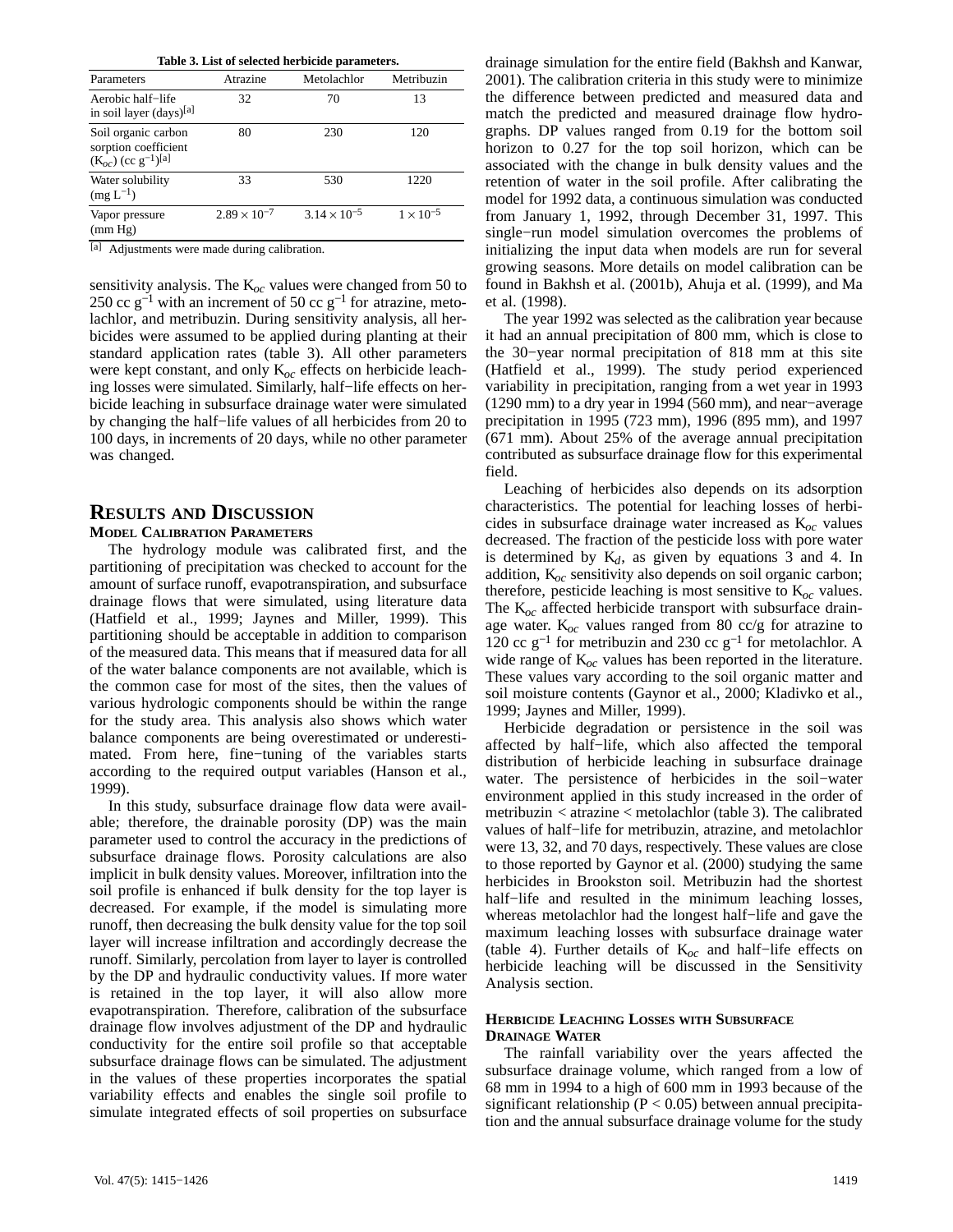Table 3. List of selected herbicide parameters.

| Parameters | Atrazine | Metolachlor | Metribuzin |
|---|---|---|---|
| Aerobic half−life in soil layer (days)[a] | 32 | 70 | 13 |
| Soil organic carbon sorption coefficient ($K_{oc}$) (cc $g^{-1}$)[a] | 80 | 230 | 120 |
| Water solubility (mg $L^{-1}$) | 33 | 530 | 1220 |
| Vapor pressure (mm Hg) | $2.89 \times 10^{-7}$ | $3.14 \times 10^{-5}$ | $1 \times 10^{-5}$ |

[a] Adjustments were made during calibration.

sensitivity analysis. The $K_{oc}$ values were changed from 50 to 250 cc $g^{-1}$ with an increment of 50 cc $g^{-1}$ for atrazine, metolachlor, and metribuzin. During sensitivity analysis, all herbicides were assumed to be applied during planting at their standard application rates (table 3). All other parameters were kept constant, and only $K_{oc}$ effects on herbicide leaching losses were simulated. Similarly, half−life effects on herbicide leaching in subsurface drainage water were simulated by changing the half−life values of all herbicides from 20 to 100 days, in increments of 20 days, while no other parameter was changed.

## Results and Discussion

### Model Calibration Parameters

The hydrology module was calibrated first, and the partitioning of precipitation was checked to account for the amount of surface runoff, evapotranspiration, and subsurface drainage flows that were simulated, using literature data (Hatfield et al., 1999; Jaynes and Miller, 1999). This partitioning should be acceptable in addition to comparison of the measured data. This means that if measured data for all of the water balance components are not available, which is the common case for most of the sites, then the values of various hydrologic components should be within the range for the study area. This analysis also shows which water balance components are being overestimated or underestimated. From here, fine−tuning of the variables starts according to the required output variables (Hanson et al., 1999).

In this study, subsurface drainage flow data were available; therefore, the drainable porosity (DP) was the main parameter used to control the accuracy in the predictions of subsurface drainage flows. Porosity calculations are also implicit in bulk density values. Moreover, infiltration into the soil profile is enhanced if bulk density for the top layer is decreased. For example, if the model is simulating more runoff, then decreasing the bulk density value for the top soil layer will increase infiltration and accordingly decrease the runoff. Similarly, percolation from layer to layer is controlled by the DP and hydraulic conductivity values. If more water is retained in the top layer, it will also allow more evapotranspiration. Therefore, calibration of the subsurface drainage flow involves adjustment of the DP and hydraulic conductivity for the entire soil profile so that acceptable subsurface drainage flows can be simulated. The adjustment in the values of these properties incorporates the spatial variability effects and enables the single soil profile to simulate integrated effects of soil properties on subsurface drainage simulation for the entire field (Bakhsh and Kanwar, 2001). The calibration criteria in this study were to minimize the difference between predicted and measured data and match the predicted and measured drainage flow hydrographs. DP values ranged from 0.19 for the bottom soil horizon to 0.27 for the top soil horizon, which can be associated with the change in bulk density values and the retention of water in the soil profile. After calibrating the model for 1992 data, a continuous simulation was conducted from January 1, 1992, through December 31, 1997. This single−run model simulation overcomes the problems of initializing the input data when models are run for several growing seasons. More details on model calibration can be found in Bakhsh et al. (2001b), Ahuja et al. (1999), and Ma et al. (1998).

The year 1992 was selected as the calibration year because it had an annual precipitation of 800 mm, which is close to the 30−year normal precipitation of 818 mm at this site (Hatfield et al., 1999). The study period experienced variability in precipitation, ranging from a wet year in 1993 (1290 mm) to a dry year in 1994 (560 mm), and near−average precipitation in 1995 (723 mm), 1996 (895 mm), and 1997 (671 mm). About 25% of the average annual precipitation contributed as subsurface drainage flow for this experimental field.

Leaching of herbicides also depends on its adsorption characteristics. The potential for leaching losses of herbicides in subsurface drainage water increased as $K_{oc}$ values decreased. The fraction of the pesticide loss with pore water is determined by $K_d$, as given by equations 3 and 4. In addition, $K_{oc}$ sensitivity also depends on soil organic carbon; therefore, pesticide leaching is most sensitive to $K_{oc}$ values. The $K_{oc}$ affected herbicide transport with subsurface drainage water. $K_{oc}$ values ranged from 80 cc/g for atrazine to 120 cc $g^{-1}$ for metribuzin and 230 cc $g^{-1}$ for metolachlor. A wide range of $K_{oc}$ values has been reported in the literature. These values vary according to the soil organic matter and soil moisture contents (Gaynor et al., 2000; Kladivko et al., 1999; Jaynes and Miller, 1999).

Herbicide degradation or persistence in the soil was affected by half−life, which also affected the temporal distribution of herbicide leaching in subsurface drainage water. The persistence of herbicides in the soil−water environment applied in this study increased in the order of metribuzin < atrazine < metolachlor (table 3). The calibrated values of half−life for metribuzin, atrazine, and metolachlor were 13, 32, and 70 days, respectively. These values are close to those reported by Gaynor et al. (2000) studying the same herbicides in Brookston soil. Metribuzin had the shortest half−life and resulted in the minimum leaching losses, whereas metolachlor had the longest half−life and gave the maximum leaching losses with subsurface drainage water (table 4). Further details of $K_{oc}$ and half−life effects on herbicide leaching will be discussed in the Sensitivity Analysis section.

### Herbicide Leaching Losses with Subsurface Drainage Water

The rainfall variability over the years affected the subsurface drainage volume, which ranged from a low of 68 mm in 1994 to a high of 600 mm in 1993 because of the significant relationship ($P < 0.05$) between annual precipitation and the annual subsurface drainage volume for the study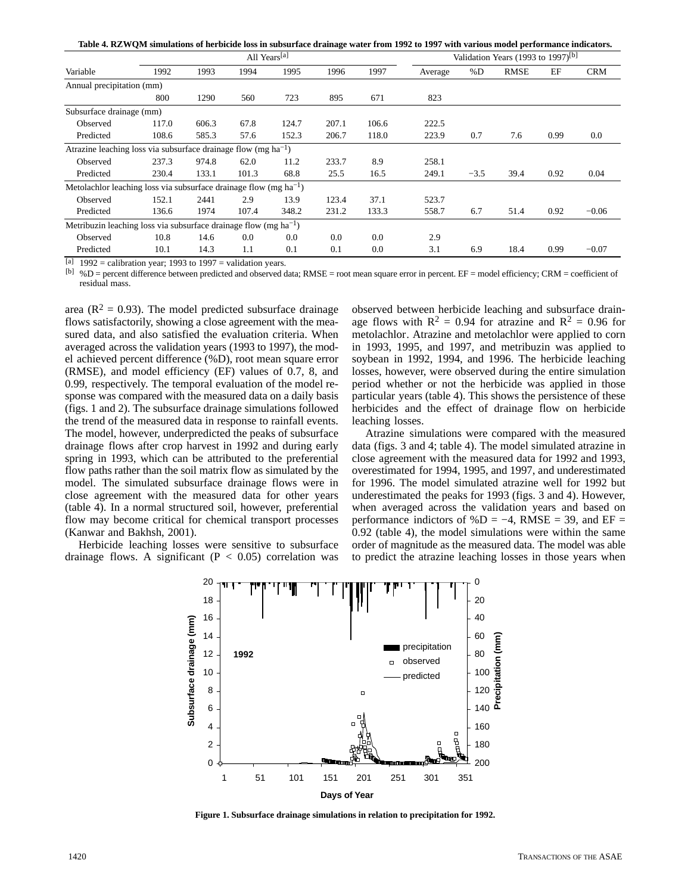**Table 4. RZWQM simulations of herbicide loss in subsurface drainage water from 1992 to 1997 with various model performance indicators.**

| Variable | All Years[a] | | | | | | Validation Years (1993 to 1997)[b] | | | | |
|---|---|---|---|---|---|---|---|---|---|---|---|
| | 1992 | 1993 | 1994 | 1995 | 1996 | 1997 | Average | %D | RMSE | EF | CRM |
| Annual precipitation (mm) | | | | | | | | | | | |
| | 800 | 1290 | 560 | 723 | 895 | 671 | 823 | | | | |
| Subsurface drainage (mm) | | | | | | | | | | | |
| Observed | 117.0 | 606.3 | 67.8 | 124.7 | 207.1 | 106.6 | 222.5 | | | | |
| Predicted | 108.6 | 585.3 | 57.6 | 152.3 | 206.7 | 118.0 | 223.9 | 0.7 | 7.6 | 0.99 | 0.0 |
| Atrazine leaching loss via subsurface drainage flow (mg ha$^{-1}$) | | | | | | | | | | | |
| Observed | 237.3 | 974.8 | 62.0 | 11.2 | 233.7 | 8.9 | 258.1 | | | | |
| Predicted | 230.4 | 133.1 | 101.3 | 68.8 | 25.5 | 16.5 | 249.1 | −3.5 | 39.4 | 0.92 | 0.04 |
| Metolachlor leaching loss via subsurface drainage flow (mg ha$^{-1}$) | | | | | | | | | | | |
| Observed | 152.1 | 2441 | 2.9 | 13.9 | 123.4 | 37.1 | 523.7 | | | | |
| Predicted | 136.6 | 1974 | 107.4 | 348.2 | 231.2 | 133.3 | 558.7 | 6.7 | 51.4 | 0.92 | −0.06 |
| Metribuzin leaching loss via subsurface drainage flow (mg ha$^{-1}$) | | | | | | | | | | | |
| Observed | 10.8 | 14.6 | 0.0 | 0.0 | 0.0 | 0.0 | 2.9 | | | | |
| Predicted | 10.1 | 14.3 | 1.1 | 0.1 | 0.1 | 0.0 | 3.1 | 6.9 | 18.4 | 0.99 | −0.07 |

[a] 1992 = calibration year; 1993 to 1997 = validation years.
[b] %D = percent difference between predicted and observed data; RMSE = root mean square error in percent. EF = model efficiency; CRM = coefficient of residual mass.

area ($R^2$ = 0.93). The model predicted subsurface drainage flows satisfactorily, showing a close agreement with the measured data, and also satisfied the evaluation criteria. When averaged across the validation years (1993 to 1997), the model achieved percent difference (%D), root mean square error (RMSE), and model efficiency (EF) values of 0.7, 8, and 0.99, respectively. The temporal evaluation of the model response was compared with the measured data on a daily basis (figs. 1 and 2). The subsurface drainage simulations followed the trend of the measured data in response to rainfall events. The model, however, underpredicted the peaks of subsurface drainage flows after crop harvest in 1992 and during early spring in 1993, which can be attributed to the preferential flow paths rather than the soil matrix flow as simulated by the model. The simulated subsurface drainage flows were in close agreement with the measured data for other years (table 4). In a normal structured soil, however, preferential flow may become critical for chemical transport processes (Kanwar and Bakhsh, 2001).

Herbicide leaching losses were sensitive to subsurface drainage flows. A significant ($P$ < 0.05) correlation was observed between herbicide leaching and subsurface drainage flows with $R^2$ = 0.94 for atrazine and $R^2$ = 0.96 for metolachlor. Atrazine and metolachlor were applied to corn in 1993, 1995, and 1997, and metribuzin was applied to soybean in 1992, 1994, and 1996. The herbicide leaching losses, however, were observed during the entire simulation period whether or not the herbicide was applied in those particular years (table 4). This shows the persistence of these herbicides and the effect of drainage flow on herbicide leaching losses.

Atrazine simulations were compared with the measured data (figs. 3 and 4; table 4). The model simulated atrazine in close agreement with the measured data for 1992 and 1993, overestimated for 1994, 1995, and 1997, and underestimated for 1996. The model simulated atrazine well for 1992 but underestimated the peaks for 1993 (figs. 3 and 4). However, when averaged across the validation years and based on performance indictors of %D = −4, RMSE = 39, and EF = 0.92 (table 4), the model simulations were within the same order of magnitude as the measured data. The model was able to predict the atrazine leaching losses in those years when

**Figure 1. Subsurface drainage simulations in relation to precipitation for 1992.**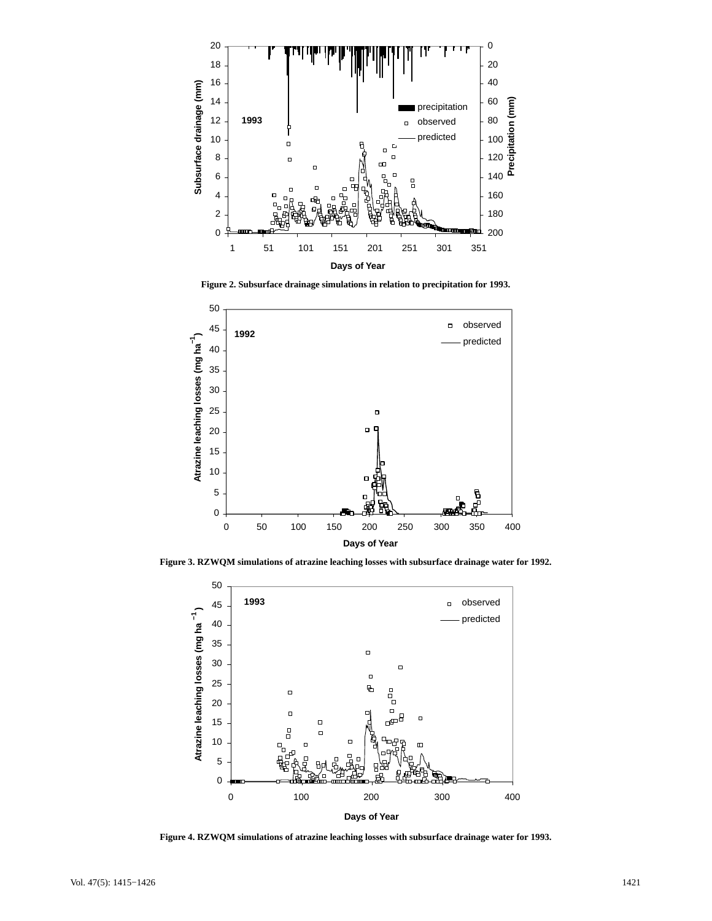Figure 2. Subsurface drainage simulations in relation to precipitation for 1993.

Figure 3. RZWQM simulations of atrazine leaching losses with subsurface drainage water for 1992.

Figure 4. RZWQM simulations of atrazine leaching losses with subsurface drainage water for 1993.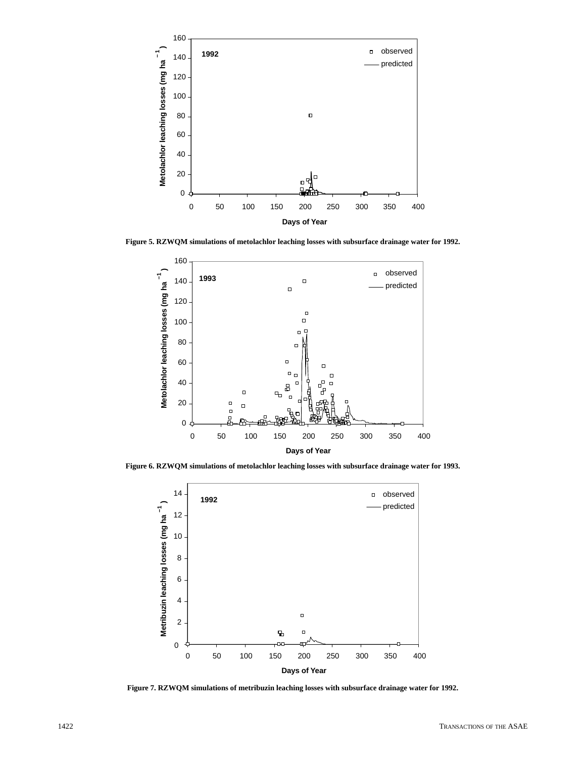Figure 5. RZWQM simulations of metolachlor leaching losses with subsurface drainage water for 1992.

Figure 6. RZWQM simulations of metolachlor leaching losses with subsurface drainage water for 1993.

Figure 7. RZWQM simulations of metribuzin leaching losses with subsurface drainage water for 1992.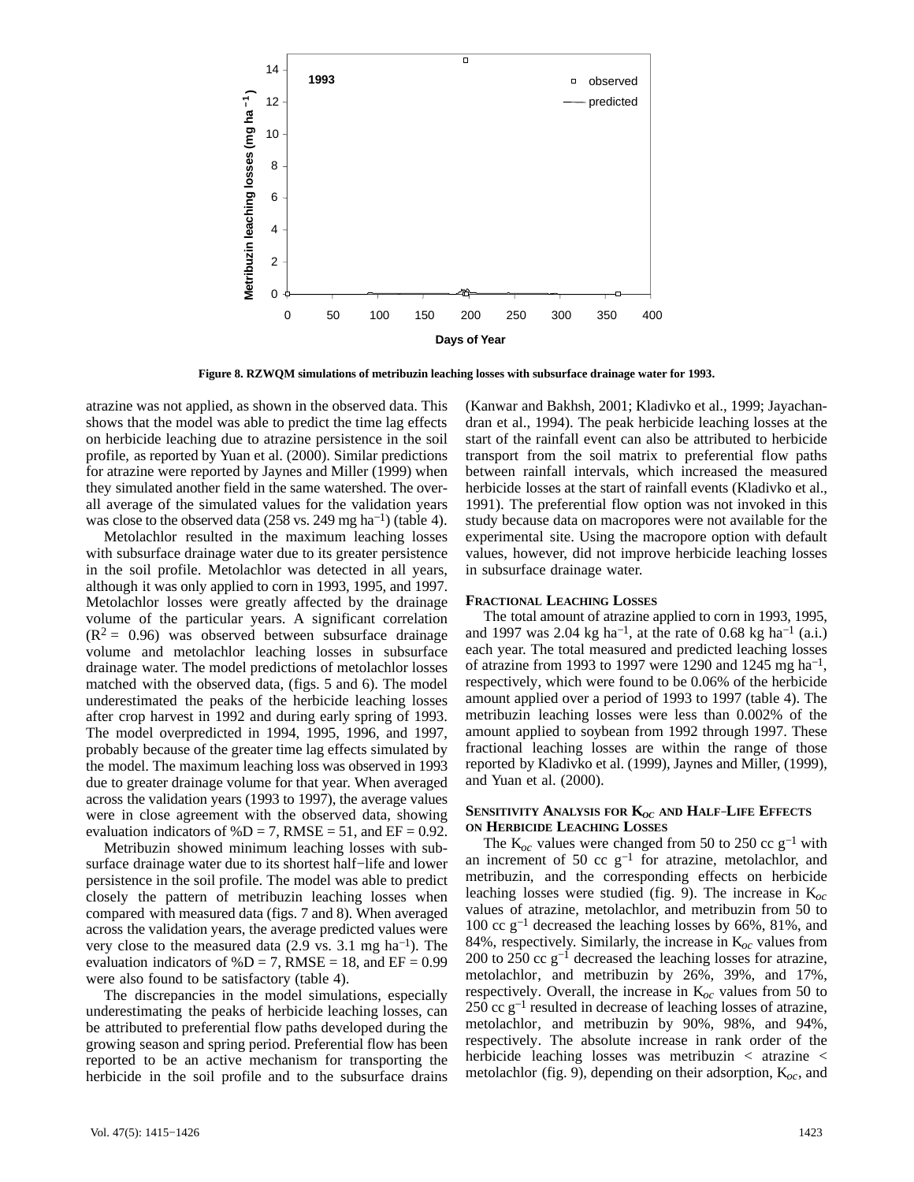Figure 8. RZWQM simulations of metribuzin leaching losses with subsurface drainage water for 1993.

atrazine was not applied, as shown in the observed data. This shows that the model was able to predict the time lag effects on herbicide leaching due to atrazine persistence in the soil profile, as reported by Yuan et al. (2000). Similar predictions for atrazine were reported by Jaynes and Miller (1999) when they simulated another field in the same watershed. The overall average of the simulated values for the validation years was close to the observed data (258 vs. 249 mg ha$^{-1}$) (table 4).

Metolachlor resulted in the maximum leaching losses with subsurface drainage water due to its greater persistence in the soil profile. Metolachlor was detected in all years, although it was only applied to corn in 1993, 1995, and 1997. Metolachlor losses were greatly affected by the drainage volume of the particular years. A significant correlation ($R^2 =$ 0.96) was observed between subsurface drainage volume and metolachlor leaching losses in subsurface drainage water. The model predictions of metolachlor losses matched with the observed data, (figs. 5 and 6). The model underestimated the peaks of the herbicide leaching losses after crop harvest in 1992 and during early spring of 1993. The model overpredicted in 1994, 1995, 1996, and 1997, probably because of the greater time lag effects simulated by the model. The maximum leaching loss was observed in 1993 due to greater drainage volume for that year. When averaged across the validation years (1993 to 1997), the average values were in close agreement with the observed data, showing evaluation indicators of %D = 7, RMSE = 51, and EF = 0.92.

Metribuzin showed minimum leaching losses with subsurface drainage water due to its shortest half−life and lower persistence in the soil profile. The model was able to predict closely the pattern of metribuzin leaching losses when compared with measured data (figs. 7 and 8). When averaged across the validation years, the average predicted values were very close to the measured data (2.9 vs. 3.1 mg ha$^{-1}$). The evaluation indicators of %D = 7, RMSE = 18, and EF = 0.99 were also found to be satisfactory (table 4).

The discrepancies in the model simulations, especially underestimating the peaks of herbicide leaching losses, can be attributed to preferential flow paths developed during the growing season and spring period. Preferential flow has been reported to be an active mechanism for transporting the herbicide in the soil profile and to the subsurface drains (Kanwar and Bakhsh, 2001; Kladivko et al., 1999; Jayachandran et al., 1994). The peak herbicide leaching losses at the start of the rainfall event can also be attributed to herbicide transport from the soil matrix to preferential flow paths between rainfall intervals, which increased the measured herbicide losses at the start of rainfall events (Kladivko et al., 1991). The preferential flow option was not invoked in this study because data on macropores were not available for the experimental site. Using the macropore option with default values, however, did not improve herbicide leaching losses in subsurface drainage water.

## Fractional Leaching Losses

The total amount of atrazine applied to corn in 1993, 1995, and 1997 was 2.04 kg ha$^{-1}$, at the rate of 0.68 kg ha$^{-1}$ (a.i.) each year. The total measured and predicted leaching losses of atrazine from 1993 to 1997 were 1290 and 1245 mg ha$^{-1}$, respectively, which were found to be 0.06% of the herbicide amount applied over a period of 1993 to 1997 (table 4). The metribuzin leaching losses were less than 0.002% of the amount applied to soybean from 1992 through 1997. These fractional leaching losses are within the range of those reported by Kladivko et al. (1999), Jaynes and Miller, (1999), and Yuan et al. (2000).

## Sensitivity Analysis for $K_{oc}$ and Half-Life Effects on Herbicide Leaching Losses

The $K_{oc}$ values were changed from 50 to 250 cc g$^{-1}$ with an increment of 50 cc g$^{-1}$ for atrazine, metolachlor, and metribuzin, and the corresponding effects on herbicide leaching losses were studied (fig. 9). The increase in $K_{oc}$ values of atrazine, metolachlor, and metribuzin from 50 to 100 cc g$^{-1}$ decreased the leaching losses by 66%, 81%, and 84%, respectively. Similarly, the increase in $K_{oc}$ values from 200 to 250 cc g$^{-1}$ decreased the leaching losses for atrazine, metolachlor, and metribuzin by 26%, 39%, and 17%, respectively. Overall, the increase in $K_{oc}$ values from 50 to 250 cc g$^{-1}$ resulted in decrease of leaching losses of atrazine, metolachlor, and metribuzin by 90%, 98%, and 94%, respectively. The absolute increase in rank order of the herbicide leaching losses was metribuzin < atrazine < metolachlor (fig. 9), depending on their adsorption, $K_{oc}$, and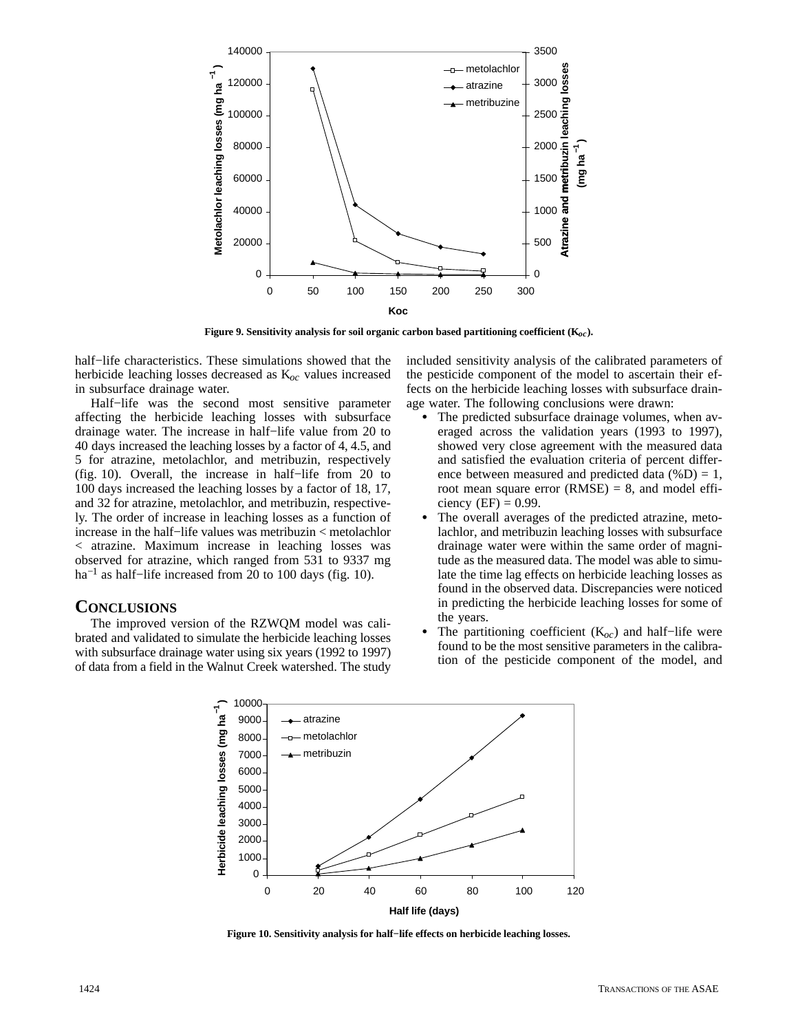Figure 9. Sensitivity analysis for soil organic carbon based partitioning coefficient ($K_{oc}$).

half−life characteristics. These simulations showed that the herbicide leaching losses decreased as $K_{oc}$ values increased in subsurface drainage water.

Half−life was the second most sensitive parameter affecting the herbicide leaching losses with subsurface drainage water. The increase in half−life value from 20 to 40 days increased the leaching losses by a factor of 4, 4.5, and 5 for atrazine, metolachlor, and metribuzin, respectively (fig. 10). Overall, the increase in half−life from 20 to 100 days increased the leaching losses by a factor of 18, 17, and 32 for atrazine, metolachlor, and metribuzin, respectively. The order of increase in leaching losses as a function of increase in the half−life values was metribuzin < metolachlor < atrazine. Maximum increase in leaching losses was observed for atrazine, which ranged from 531 to 9337 mg ha$^{-1}$ as half−life increased from 20 to 100 days (fig. 10).

## Conclusions

The improved version of the RZWQM model was calibrated and validated to simulate the herbicide leaching losses with subsurface drainage water using six years (1992 to 1997) of data from a field in the Walnut Creek watershed. The study included sensitivity analysis of the calibrated parameters of the pesticide component of the model to ascertain their effects on the herbicide leaching losses with subsurface drainage water. The following conclusions were drawn:

- The predicted subsurface drainage volumes, when averaged across the validation years (1993 to 1997), showed very close agreement with the measured data and satisfied the evaluation criteria of percent difference between measured and predicted data (%D) = 1, root mean square error (RMSE) = 8, and model efficiency (EF) = 0.99.
- The overall averages of the predicted atrazine, metolachlor, and metribuzin leaching losses with subsurface drainage water were within the same order of magnitude as the measured data. The model was able to simulate the time lag effects on herbicide leaching losses as found in the observed data. Discrepancies were noticed in predicting the herbicide leaching losses for some of the years.
- The partitioning coefficient ($K_{oc}$) and half−life were found to be the most sensitive parameters in the calibration of the pesticide component of the model, and

Figure 10. Sensitivity analysis for half−life effects on herbicide leaching losses.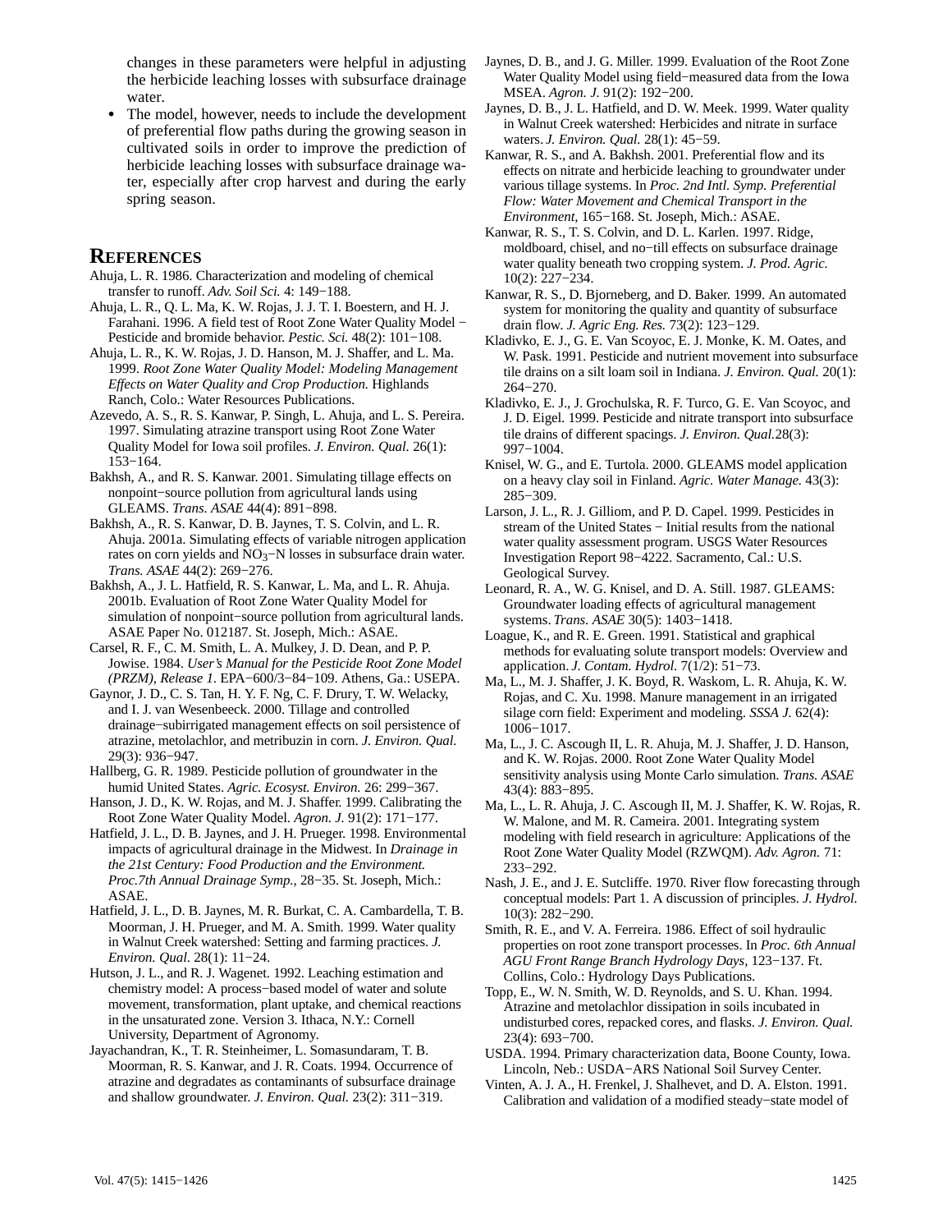changes in these parameters were helpful in adjusting the herbicide leaching losses with subsurface drainage water.

- The model, however, needs to include the development of preferential flow paths during the growing season in cultivated soils in order to improve the prediction of herbicide leaching losses with subsurface drainage water, especially after crop harvest and during the early spring season.

## REFERENCES

Ahuja, L. R. 1986. Characterization and modeling of chemical transfer to runoff. *Adv. Soil Sci.* 4: 149−188.

Ahuja, L. R., Q. L. Ma, K. W. Rojas, J. J. T. I. Boestern, and H. J. Farahani. 1996. A field test of Root Zone Water Quality Model − Pesticide and bromide behavior. *Pestic. Sci.* 48(2): 101−108.

Ahuja, L. R., K. W. Rojas, J. D. Hanson, M. J. Shaffer, and L. Ma. 1999. *Root Zone Water Quality Model: Modeling Management Effects on Water Quality and Crop Production.* Highlands Ranch, Colo.: Water Resources Publications.

Azevedo, A. S., R. S. Kanwar, P. Singh, L. Ahuja, and L. S. Pereira. 1997. Simulating atrazine transport using Root Zone Water Quality Model for Iowa soil profiles. *J. Environ. Qual.* 26(1): 153−164.

Bakhsh, A., and R. S. Kanwar. 2001. Simulating tillage effects on nonpoint−source pollution from agricultural lands using GLEAMS. *Trans. ASAE* 44(4): 891−898.

Bakhsh, A., R. S. Kanwar, D. B. Jaynes, T. S. Colvin, and L. R. Ahuja. 2001a. Simulating effects of variable nitrogen application rates on corn yields and $NO_3$−N losses in subsurface drain water. *Trans. ASAE* 44(2): 269−276.

Bakhsh, A., J. L. Hatfield, R. S. Kanwar, L. Ma, and L. R. Ahuja. 2001b. Evaluation of Root Zone Water Quality Model for simulation of nonpoint−source pollution from agricultural lands. ASAE Paper No. 012187. St. Joseph, Mich.: ASAE.

Carsel, R. F., C. M. Smith, L. A. Mulkey, J. D. Dean, and P. P. Jowise. 1984. *User's Manual for the Pesticide Root Zone Model (PRZM), Release 1.* EPA−600/3−84−109. Athens, Ga.: USEPA.

Gaynor, J. D., C. S. Tan, H. Y. F. Ng, C. F. Drury, T. W. Welacky, and I. J. van Wesenbeeck. 2000. Tillage and controlled drainage−subirrigated management effects on soil persistence of atrazine, metolachlor, and metribuzin in corn. *J. Environ. Qual.* 29(3): 936−947.

Hallberg, G. R. 1989. Pesticide pollution of groundwater in the humid United States. *Agric. Ecosyst. Environ.* 26: 299−367.

Hanson, J. D., K. W. Rojas, and M. J. Shaffer. 1999. Calibrating the Root Zone Water Quality Model. *Agron. J.* 91(2): 171−177.

Hatfield, J. L., D. B. Jaynes, and J. H. Prueger. 1998. Environmental impacts of agricultural drainage in the Midwest. In *Drainage in the 21st Century: Food Production and the Environment. Proc.7th Annual Drainage Symp.*, 28−35. St. Joseph, Mich.: ASAE.

Hatfield, J. L., D. B. Jaynes, M. R. Burkat, C. A. Cambardella, T. B. Moorman, J. H. Prueger, and M. A. Smith. 1999. Water quality in Walnut Creek watershed: Setting and farming practices. *J. Environ. Qual.* 28(1): 11−24.

Hutson, J. L., and R. J. Wagenet. 1992. Leaching estimation and chemistry model: A process−based model of water and solute movement, transformation, plant uptake, and chemical reactions in the unsaturated zone. Version 3. Ithaca, N.Y.: Cornell University, Department of Agronomy.

Jayachandran, K., T. R. Steinheimer, L. Somasundaram, T. B. Moorman, R. S. Kanwar, and J. R. Coats. 1994. Occurrence of atrazine and degradates as contaminants of subsurface drainage and shallow groundwater. *J. Environ. Qual.* 23(2): 311−319.

Jaynes, D. B., and J. G. Miller. 1999. Evaluation of the Root Zone Water Quality Model using field−measured data from the Iowa MSEA. *Agron. J.* 91(2): 192−200.

Jaynes, D. B., J. L. Hatfield, and D. W. Meek. 1999. Water quality in Walnut Creek watershed: Herbicides and nitrate in surface waters. *J. Environ. Qual.* 28(1): 45−59.

Kanwar, R. S., and A. Bakhsh. 2001. Preferential flow and its effects on nitrate and herbicide leaching to groundwater under various tillage systems. In *Proc. 2nd Intl. Symp. Preferential Flow: Water Movement and Chemical Transport in the Environment*, 165−168. St. Joseph, Mich.: ASAE.

Kanwar, R. S., T. S. Colvin, and D. L. Karlen. 1997. Ridge, moldboard, chisel, and no−till effects on subsurface drainage water quality beneath two cropping systems. *J. Prod. Agric.* 10(2): 227−234.

Kanwar, R. S., D. Bjorneberg, and D. Baker. 1999. An automated system for monitoring the quality and quantity of subsurface drain flow. *J. Agric Eng. Res.* 73(2): 123−129.

Kladivko, E. J., G. E. Van Scoyoc, E. J. Monke, K. M. Oates, and W. Pask. 1991. Pesticide and nutrient movement into subsurface tile drains on a silt loam soil in Indiana. *J. Environ. Qual.* 20(1): 264−270.

Kladivko, E. J., J. Grochulska, R. F. Turco, G. E. Van Scoyoc, and J. D. Eigel. 1999. Pesticide and nitrate transport into subsurface tile drains of different spacings. *J. Environ. Qual.*28(3): 997−1004.

Knisel, W. G., and E. Turtola. 2000. GLEAMS model application on a heavy clay soil in Finland. *Agric. Water Manage.* 43(3): 285−309.

Larson, J. L., R. J. Gilliom, and P. D. Capel. 1999. Pesticides in stream of the United States − Initial results from the national water quality assessment program. USGS Water Resources Investigation Report 98−4222. Sacramento, Cal.: U.S. Geological Survey.

Leonard, R. A., W. G. Knisel, and D. A. Still. 1987. GLEAMS: Groundwater loading effects of agricultural management systems. *Trans. ASAE* 30(5): 1403−1418.

Loague, K., and R. E. Green. 1991. Statistical and graphical methods for evaluating solute transport models: Overview and application. *J. Contam. Hydrol.* 7(1/2): 51−73.

Ma, L., M. J. Shaffer, J. K. Boyd, R. Waskom, L. R. Ahuja, K. W. Rojas, and C. Xu. 1998. Manure management in an irrigated silage corn field: Experiment and modeling. *SSSA J.* 62(4): 1006−1017.

Ma, L., J. C. Ascough II, L. R. Ahuja, M. J. Shaffer, J. D. Hanson, and K. W. Rojas. 2000. Root Zone Water Quality Model sensitivity analysis using Monte Carlo simulation. *Trans. ASAE* 43(4): 883−895.

Ma, L., L. R. Ahuja, J. C. Ascough II, M. J. Shaffer, K. W. Rojas, R. W. Malone, and M. R. Cameira. 2001. Integrating system modeling with field research in agriculture: Applications of the Root Zone Water Quality Model (RZWQM). *Adv. Agron.* 71: 233−292.

Nash, J. E., and J. E. Sutcliffe. 1970. River flow forecasting through conceptual models: Part 1. A discussion of principles. *J. Hydrol.* 10(3): 282−290.

Smith, R. E., and V. A. Ferreira. 1986. Effect of soil hydraulic properties on root zone transport processes. In *Proc. 6th Annual AGU Front Range Branch Hydrology Days*, 123−137. Ft. Collins, Colo.: Hydrology Days Publications.

Topp, E., W. N. Smith, W. D. Reynolds, and S. U. Khan. 1994. Atrazine and metolachlor dissipation in soils incubated in undisturbed cores, repacked cores, and flasks. *J. Environ. Qual.* 23(4): 693−700.

USDA. 1994. Primary characterization data, Boone County, Iowa. Lincoln, Neb.: USDA−ARS National Soil Survey Center.

Vinten, A. J. A., H. Frenkel, J. Shalhevet, and D. A. Elston. 1991. Calibration and validation of a modified steady−state model of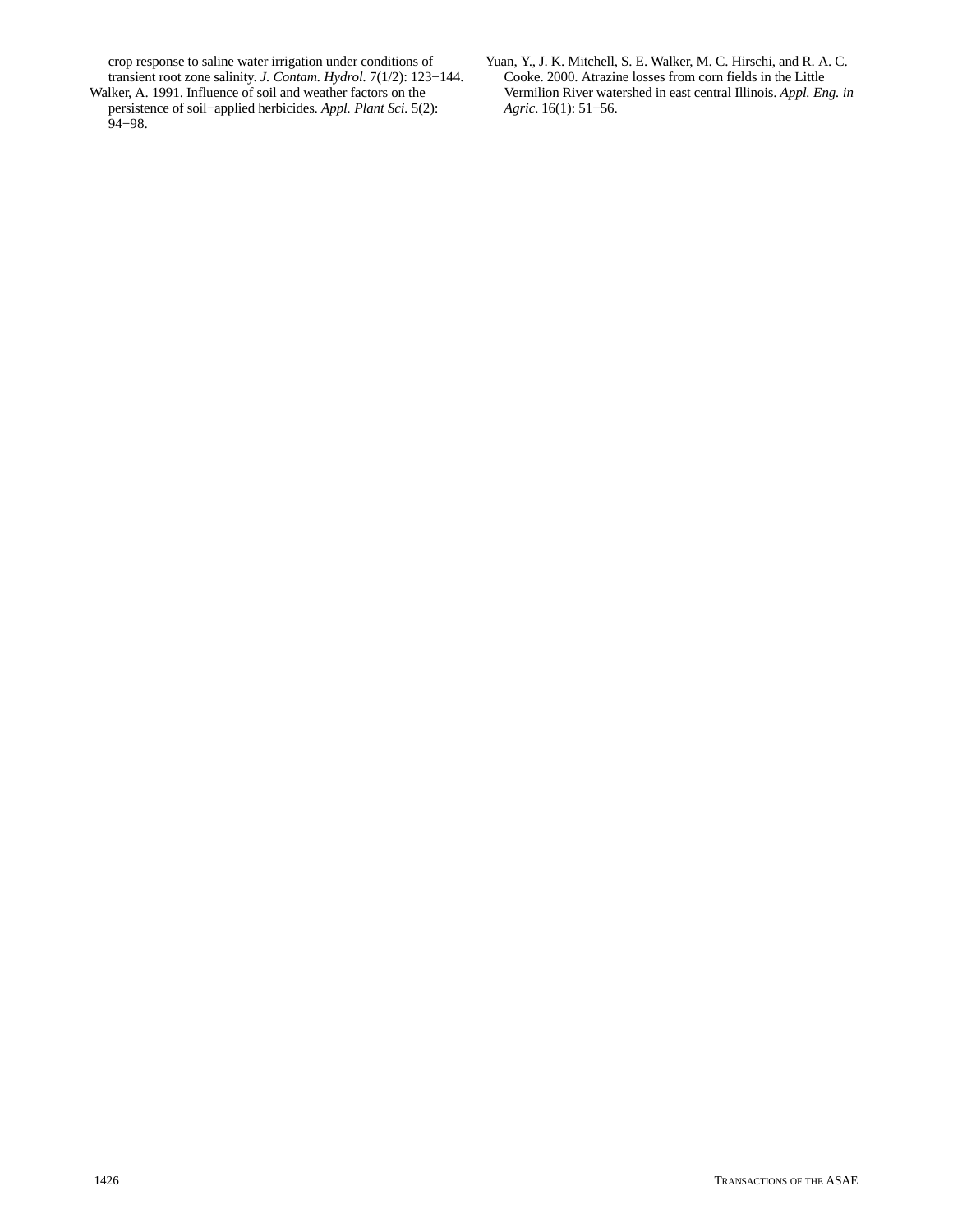crop response to saline water irrigation under conditions of transient root zone salinity. *J. Contam. Hydrol.* 7(1/2): 123−144.

Walker, A. 1991. Influence of soil and weather factors on the persistence of soil−applied herbicides. *Appl. Plant Sci.* 5(2): 94−98.

Yuan, Y., J. K. Mitchell, S. E. Walker, M. C. Hirschi, and R. A. C. Cooke. 2000. Atrazine losses from corn fields in the Little Vermilion River watershed in east central Illinois. *Appl. Eng. in Agric*. 16(1): 51−56.